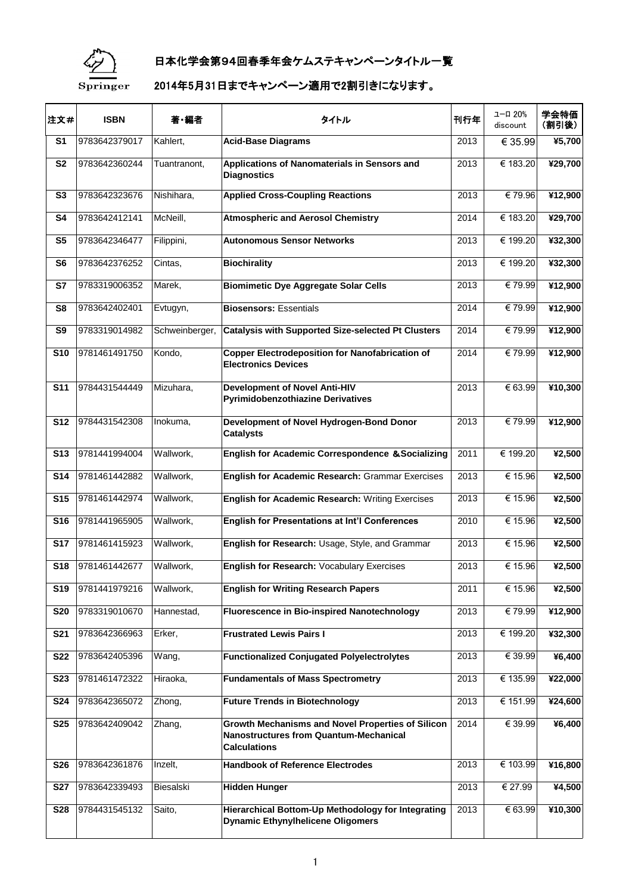Springer

# 日本化学会第94回春季年会ケムステキャンペーンタイトル一覧

## 2014年5月31日までキャンペーン適用で2割引きになります。

| 注文# | ISBN | 著・編者 | タイトル | 刊行年 | ユーロ 20% discount | 学会特価（割引後） |
|---|---|---|---|---|---|---|
| **S1** | 9783642379017 | Kahlert, | **Acid-Base Diagrams** | 2013 | € 35.99 | **¥5,700** |
| **S2** | 9783642360244 | Tuantranont, | **Applications of Nanomaterials in Sensors and Diagnostics** | 2013 | € 183.20 | **¥29,700** |
| **S3** | 9783642323676 | Nishihara, | **Applied Cross-Coupling Reactions** | 2013 | € 79.96 | **¥12,900** |
| **S4** | 9783642412141 | McNeill, | **Atmospheric and Aerosol Chemistry** | 2014 | € 183.20 | **¥29,700** |
| **S5** | 9783642346477 | Filippini, | **Autonomous Sensor Networks** | 2013 | € 199.20 | **¥32,300** |
| **S6** | 9783642376252 | Cintas, | **Biochirality** | 2013 | € 199.20 | **¥32,300** |
| **S7** | 9783319006352 | Marek, | **Biomimetic Dye Aggregate Solar Cells** | 2013 | € 79.99 | **¥12,900** |
| **S8** | 9783642402401 | Evtugyn, | **Biosensors:** Essentials | 2014 | € 79.99 | **¥12,900** |
| **S9** | 9783319014982 | Schweinberger, | **Catalysis with Supported Size-selected Pt Clusters** | 2014 | € 79.99 | **¥12,900** |
| **S10** | 9781461491750 | Kondo, | **Copper Electrodeposition for Nanofabrication of Electronics Devices** | 2014 | € 79.99 | **¥12,900** |
| **S11** | 9784431544449 | Mizuhara, | **Development of Novel Anti-HIV Pyrimidobenzothiazine Derivatives** | 2013 | € 63.99 | **¥10,300** |
| **S12** | 9784431542308 | Inokuma, | **Development of Novel Hydrogen-Bond Donor Catalysts** | 2013 | € 79.99 | **¥12,900** |
| **S13** | 9781441994004 | Wallwork, | **English for Academic Correspondence &Socializing** | 2011 | € 199.20 | **¥2,500** |
| **S14** | 9781461442882 | Wallwork, | **English for Academic Research:** Grammar Exercises | 2013 | € 15.96 | **¥2,500** |
| **S15** | 9781461442974 | Wallwork, | **English for Academic Research:** Writing Exercises | 2013 | € 15.96 | **¥2,500** |
| **S16** | 9781441965905 | Wallwork, | **English for Presentations at Int'l Conferences** | 2010 | € 15.96 | **¥2,500** |
| **S17** | 9781461415923 | Wallwork, | **English for Research:** Usage, Style, and Grammar | 2013 | € 15.96 | **¥2,500** |
| **S18** | 9781461442677 | Wallwork, | **English for Research:** Vocabulary Exercises | 2013 | € 15.96 | **¥2,500** |
| **S19** | 9781441979216 | Wallwork, | **English for Writing Research Papers** | 2011 | € 15.96 | **¥2,500** |
| **S20** | 9783319010670 | Hannestad, | **Fluorescence in Bio-inspired Nanotechnology** | 2013 | € 79.99 | **¥12,900** |
| **S21** | 9783642366963 | Erker, | **Frustrated Lewis Pairs I** | 2013 | € 199.20 | **¥32,300** |
| **S22** | 9783642405396 | Wang, | **Functionalized Conjugated Polyelectrolytes** | 2013 | € 39.99 | **¥6,400** |
| **S23** | 9781461472322 | Hiraoka, | **Fundamentals of Mass Spectrometry** | 2013 | € 135.99 | **¥22,000** |
| **S24** | 9783642365072 | Zhong, | **Future Trends in Biotechnology** | 2013 | € 151.99 | **¥24,600** |
| **S25** | 9783642409042 | Zhang, | **Growth Mechanisms and Novel Properties of Silicon Nanostructures from Quantum-Mechanical Calculations** | 2014 | € 39.99 | **¥6,400** |
| **S26** | 9783642361876 | Inzelt, | **Handbook of Reference Electrodes** | 2013 | € 103.99 | **¥16,800** |
| **S27** | 9783642339493 | Biesalski | **Hidden Hunger** | 2013 | € 27.99 | **¥4,500** |
| **S28** | 9784431545132 | Saito, | **Hierarchical Bottom-Up Methodology for Integrating Dynamic Ethynylhelicene Oligomers** | 2013 | € 63.99 | **¥10,300** |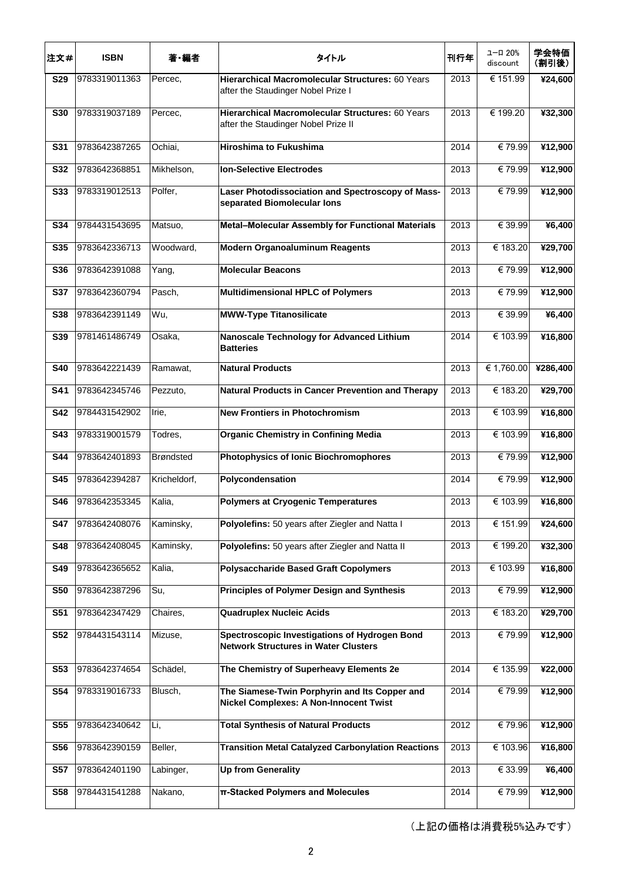| 注文# | ISBN | 著・編者 | タイトル | 刊行年 | ユーロ 20% discount | 学会特価（割引後） |
|---|---|---|---|---|---|---|
| **S29** | 9783319011363 | Percec, | **Hierarchical Macromolecular Structures:** 60 Years after the Staudinger Nobel Prize I | 2013 | € 151.99 | **¥24,600** |
| **S30** | 9783319037189 | Percec, | **Hierarchical Macromolecular Structures:** 60 Years after the Staudinger Nobel Prize II | 2013 | € 199.20 | **¥32,300** |
| **S31** | 9783642387265 | Ochiai, | **Hiroshima to Fukushima** | 2014 | € 79.99 | **¥12,900** |
| **S32** | 9783642368851 | Mikhelson, | **Ion-Selective Electrodes** | 2013 | € 79.99 | **¥12,900** |
| **S33** | 9783319012513 | Polfer, | **Laser Photodissociation and Spectroscopy of Mass-separated Biomolecular Ions** | 2013 | € 79.99 | **¥12,900** |
| **S34** | 9784431543695 | Matsuo, | **Metal–Molecular Assembly for Functional Materials** | 2013 | € 39.99 | **¥6,400** |
| **S35** | 9783642336713 | Woodward, | **Modern Organoaluminum Reagents** | 2013 | € 183.20 | **¥29,700** |
| **S36** | 9783642391088 | Yang, | **Molecular Beacons** | 2013 | € 79.99 | **¥12,900** |
| **S37** | 9783642360794 | Pasch, | **Multidimensional HPLC of Polymers** | 2013 | € 79.99 | **¥12,900** |
| **S38** | 9783642391149 | Wu, | **MWW-Type Titanosilicate** | 2013 | € 39.99 | **¥6,400** |
| **S39** | 9781461486749 | Osaka, | **Nanoscale Technology for Advanced Lithium Batteries** | 2014 | € 103.99 | **¥16,800** |
| **S40** | 9783642221439 | Ramawat, | **Natural Products** | 2013 | € 1,760.00 | **¥286,400** |
| **S41** | 9783642345746 | Pezzuto, | **Natural Products in Cancer Prevention and Therapy** | 2013 | € 183.20 | **¥29,700** |
| **S42** | 9784431542902 | Irie, | **New Frontiers in Photochromism** | 2013 | € 103.99 | **¥16,800** |
| **S43** | 9783319001579 | Todres, | **Organic Chemistry in Confining Media** | 2013 | € 103.99 | **¥16,800** |
| **S44** | 9783642401893 | Brøndsted | **Photophysics of Ionic Biochromophores** | 2013 | € 79.99 | **¥12,900** |
| **S45** | 9783642394287 | Kricheldorf, | **Polycondensation** | 2014 | € 79.99 | **¥12,900** |
| **S46** | 9783642353345 | Kalia, | **Polymers at Cryogenic Temperatures** | 2013 | € 103.99 | **¥16,800** |
| **S47** | 9783642408076 | Kaminsky, | **Polyolefins:** 50 years after Ziegler and Natta I | 2013 | € 151.99 | **¥24,600** |
| **S48** | 9783642408045 | Kaminsky, | **Polyolefins:** 50 years after Ziegler and Natta II | 2013 | € 199.20 | **¥32,300** |
| **S49** | 9783642365652 | Kalia, | **Polysaccharide Based Graft Copolymers** | 2013 | € 103.99 | **¥16,800** |
| **S50** | 9783642387296 | Su, | **Principles of Polymer Design and Synthesis** | 2013 | € 79.99 | **¥12,900** |
| **S51** | 9783642347429 | Chaires, | **Quadruplex Nucleic Acids** | 2013 | € 183.20 | **¥29,700** |
| **S52** | 9784431543114 | Mizuse, | **Spectroscopic Investigations of Hydrogen Bond Network Structures in Water Clusters** | 2013 | € 79.99 | **¥12,900** |
| **S53** | 9783642374654 | Schädel, | **The Chemistry of Superheavy Elements 2e** | 2014 | € 135.99 | **¥22,000** |
| **S54** | 9783319016733 | Blusch, | **The Siamese-Twin Porphyrin and Its Copper and Nickel Complexes: A Non-Innocent Twist** | 2014 | € 79.99 | **¥12,900** |
| **S55** | 9783642340642 | Li, | **Total Synthesis of Natural Products** | 2012 | € 79.96 | **¥12,900** |
| **S56** | 9783642390159 | Beller, | **Transition Metal Catalyzed Carbonylation Reactions** | 2013 | € 103.96 | **¥16,800** |
| **S57** | 9783642401190 | Labinger, | **Up from Generality** | 2013 | € 33.99 | **¥6,400** |
| **S58** | 9784431541288 | Nakano, | **π-Stacked Polymers and Molecules** | 2014 | € 79.99 | **¥12,900** |

（上記の価格は消費税5%込みです）